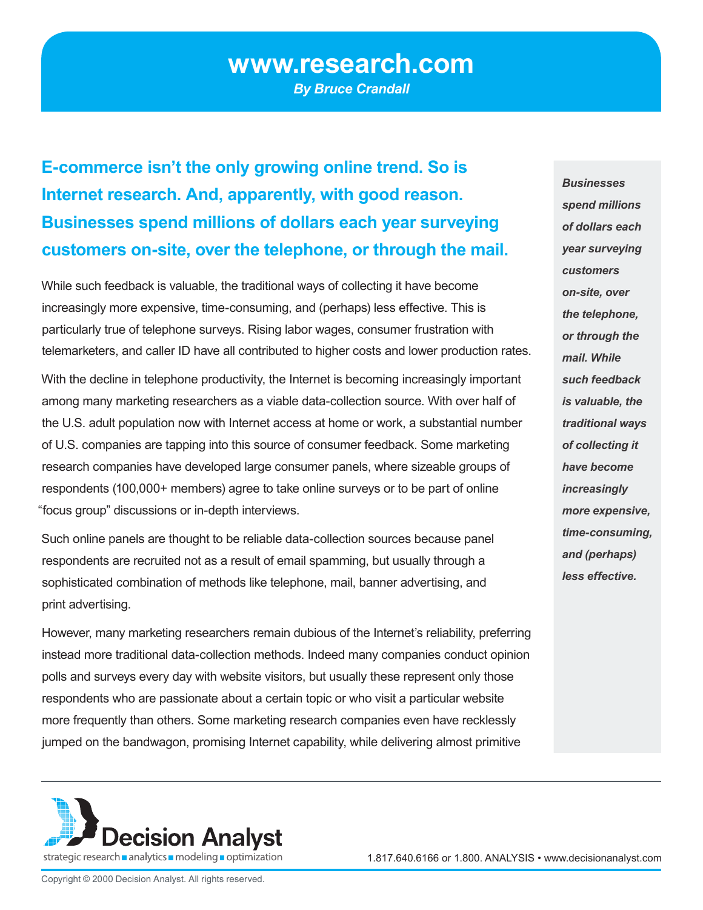# www.research.com

*By Bruce Crandall*

## E-commerce isn't the only growing online trend. So is Internet research. And, apparently, with good reason. Businesses spend millions of dollars each year surveying customers on-site, over the telephone, or through the mail.

While such feedback is valuable, the traditional ways of collecting it have become increasingly more expensive, time-consuming, and (perhaps) less effective. This is particularly true of telephone surveys. Rising labor wages, consumer frustration with telemarketers, and caller ID have all contributed to higher costs and lower production rates.

With the decline in telephone productivity, the Internet is becoming increasingly important among many marketing researchers as a viable data-collection source. With over half of the U.S. adult population now with Internet access at home or work, a substantial number of U.S. companies are tapping into this source of consumer feedback. Some marketing research companies have developed large consumer panels, where sizeable groups of respondents (100,000+ members) agree to take online surveys or to be part of online "focus group" discussions or in-depth interviews.

Such online panels are thought to be reliable data-collection sources because panel respondents are recruited not as a result of email spamming, but usually through a sophisticated combination of methods like telephone, mail, banner advertising, and print advertising.

However, many marketing researchers remain dubious of the Internet's reliability, preferring instead more traditional data-collection methods. Indeed many companies conduct opinion polls and surveys every day with website visitors, but usually these represent only those respondents who are passionate about a certain topic or who visit a particular website more frequently than others. Some marketing research companies even have recklessly jumped on the bandwagon, promising Internet capability, while delivering almost primitive

***Businesses spend millions of dollars each year surveying customers on-site, over the telephone, or through the mail. While such feedback is valuable, the traditional ways of collecting it have become increasingly more expensive, time-consuming, and (perhaps) less effective.***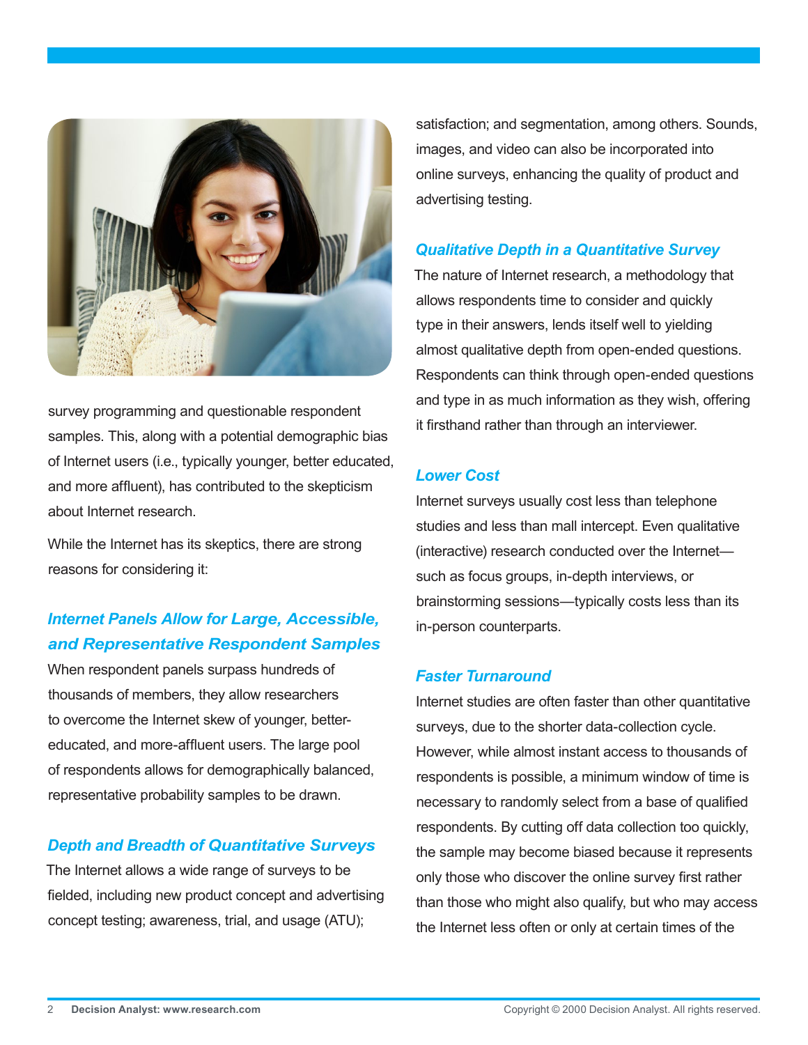survey programming and questionable respondent samples. This, along with a potential demographic bias of Internet users (i.e., typically younger, better educated, and more affluent), has contributed to the skepticism about Internet research.

While the Internet has its skeptics, there are strong reasons for considering it:

### *Internet Panels Allow for Large, Accessible, and Representative Respondent Samples*

When respondent panels surpass hundreds of thousands of members, they allow researchers to overcome the Internet skew of younger, better-educated, and more-affluent users. The large pool of respondents allows for demographically balanced, representative probability samples to be drawn.

### *Depth and Breadth of Quantitative Surveys*

The Internet allows a wide range of surveys to be fielded, including new product concept and advertising concept testing; awareness, trial, and usage (ATU); satisfaction; and segmentation, among others. Sounds, images, and video can also be incorporated into online surveys, enhancing the quality of product and advertising testing.

### *Qualitative Depth in a Quantitative Survey*

The nature of Internet research, a methodology that allows respondents time to consider and quickly type in their answers, lends itself well to yielding almost qualitative depth from open-ended questions. Respondents can think through open-ended questions and type in as much information as they wish, offering it firsthand rather than through an interviewer.

### *Lower Cost*

Internet surveys usually cost less than telephone studies and less than mall intercept. Even qualitative (interactive) research conducted over the Internet—such as focus groups, in-depth interviews, or brainstorming sessions—typically costs less than its in-person counterparts.

### *Faster Turnaround*

Internet studies are often faster than other quantitative surveys, due to the shorter data-collection cycle. However, while almost instant access to thousands of respondents is possible, a minimum window of time is necessary to randomly select from a base of qualified respondents. By cutting off data collection too quickly, the sample may become biased because it represents only those who discover the online survey first rather than those who might also qualify, but who may access the Internet less often or only at certain times of the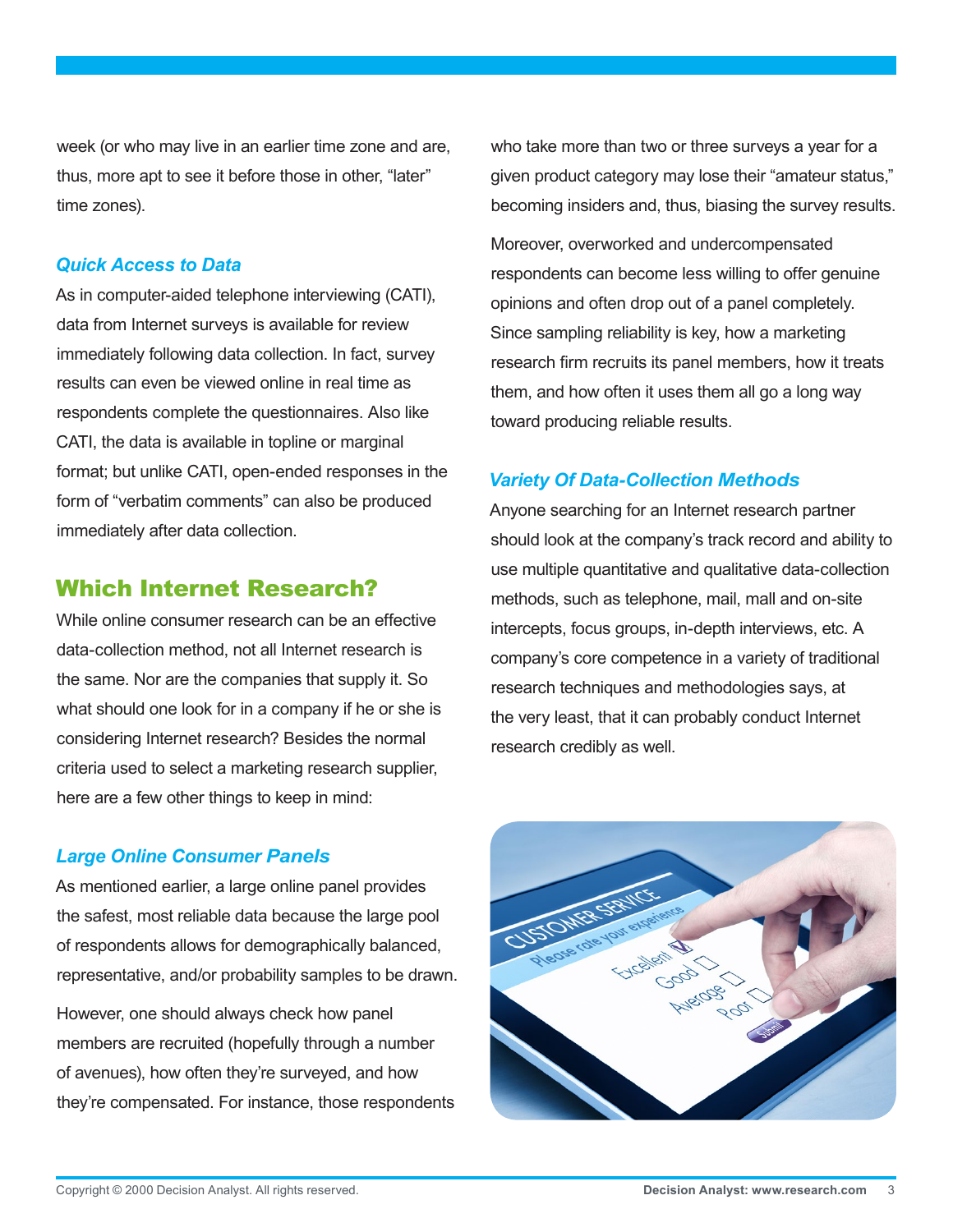week (or who may live in an earlier time zone and are, thus, more apt to see it before those in other, "later" time zones).

### *Quick Access to Data*

As in computer-aided telephone interviewing (CATI), data from Internet surveys is available for review immediately following data collection. In fact, survey results can even be viewed online in real time as respondents complete the questionnaires. Also like CATI, the data is available in topline or marginal format; but unlike CATI, open-ended responses in the form of "verbatim comments" can also be produced immediately after data collection.

## Which Internet Research?

While online consumer research can be an effective data-collection method, not all Internet research is the same. Nor are the companies that supply it. So what should one look for in a company if he or she is considering Internet research? Besides the normal criteria used to select a marketing research supplier, here are a few other things to keep in mind:

### *Large Online Consumer Panels*

As mentioned earlier, a large online panel provides the safest, most reliable data because the large pool of respondents allows for demographically balanced, representative, and/or probability samples to be drawn.

However, one should always check how panel members are recruited (hopefully through a number of avenues), how often they're surveyed, and how they're compensated. For instance, those respondents who take more than two or three surveys a year for a given product category may lose their "amateur status," becoming insiders and, thus, biasing the survey results.

Moreover, overworked and undercompensated respondents can become less willing to offer genuine opinions and often drop out of a panel completely. Since sampling reliability is key, how a marketing research firm recruits its panel members, how it treats them, and how often it uses them all go a long way toward producing reliable results.

### *Variety Of Data-Collection Methods*

Anyone searching for an Internet research partner should look at the company's track record and ability to use multiple quantitative and qualitative data-collection methods, such as telephone, mail, mall and on-site intercepts, focus groups, in-depth interviews, etc. A company's core competence in a variety of traditional research techniques and methodologies says, at the very least, that it can probably conduct Internet research credibly as well.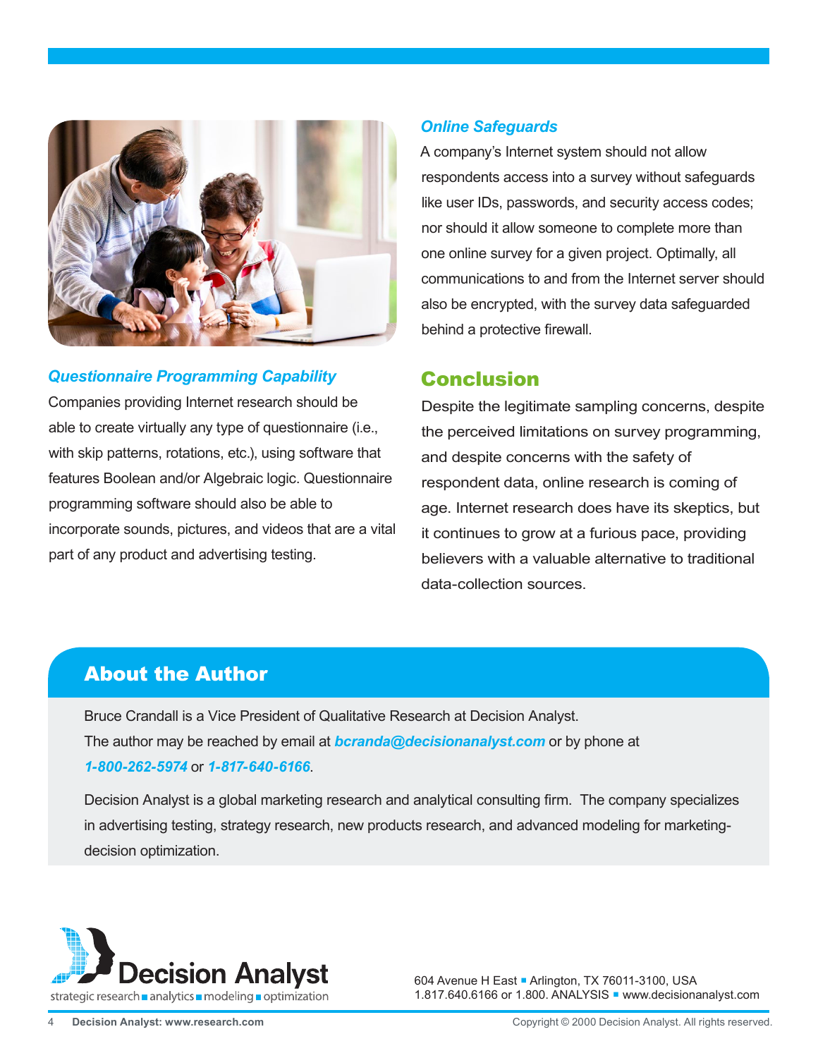### *Questionnaire Programming Capability*

Companies providing Internet research should be able to create virtually any type of questionnaire (i.e., with skip patterns, rotations, etc.), using software that features Boolean and/or Algebraic logic. Questionnaire programming software should also be able to incorporate sounds, pictures, and videos that are a vital part of any product and advertising testing.

### *Online Safeguards*

A company's Internet system should not allow respondents access into a survey without safeguards like user IDs, passwords, and security access codes; nor should it allow someone to complete more than one online survey for a given project. Optimally, all communications to and from the Internet server should also be encrypted, with the survey data safeguarded behind a protective firewall.

## Conclusion

Despite the legitimate sampling concerns, despite the perceived limitations on survey programming, and despite concerns with the safety of respondent data, online research is coming of age. Internet research does have its skeptics, but it continues to grow at a furious pace, providing believers with a valuable alternative to traditional data-collection sources.

## About the Author

Bruce Crandall is a Vice President of Qualitative Research at Decision Analyst.
The author may be reached by email at ***bcranda@decisionanalyst.com*** or by phone at ***1-800-262-5974*** or ***1-817-640-6166***.

Decision Analyst is a global marketing research and analytical consulting firm. The company specializes in advertising testing, strategy research, new products research, and advanced modeling for marketing-decision optimization.

Decision Analyst
strategic research ▪ analytics ▪ modeling ▪ optimization

604 Avenue H East ▪ Arlington, TX 76011-3100, USA
1.817.640.6166 or 1.800. ANALYSIS ▪ www.decisionanalyst.com

Copyright © 2000 Decision Analyst. All rights reserved.